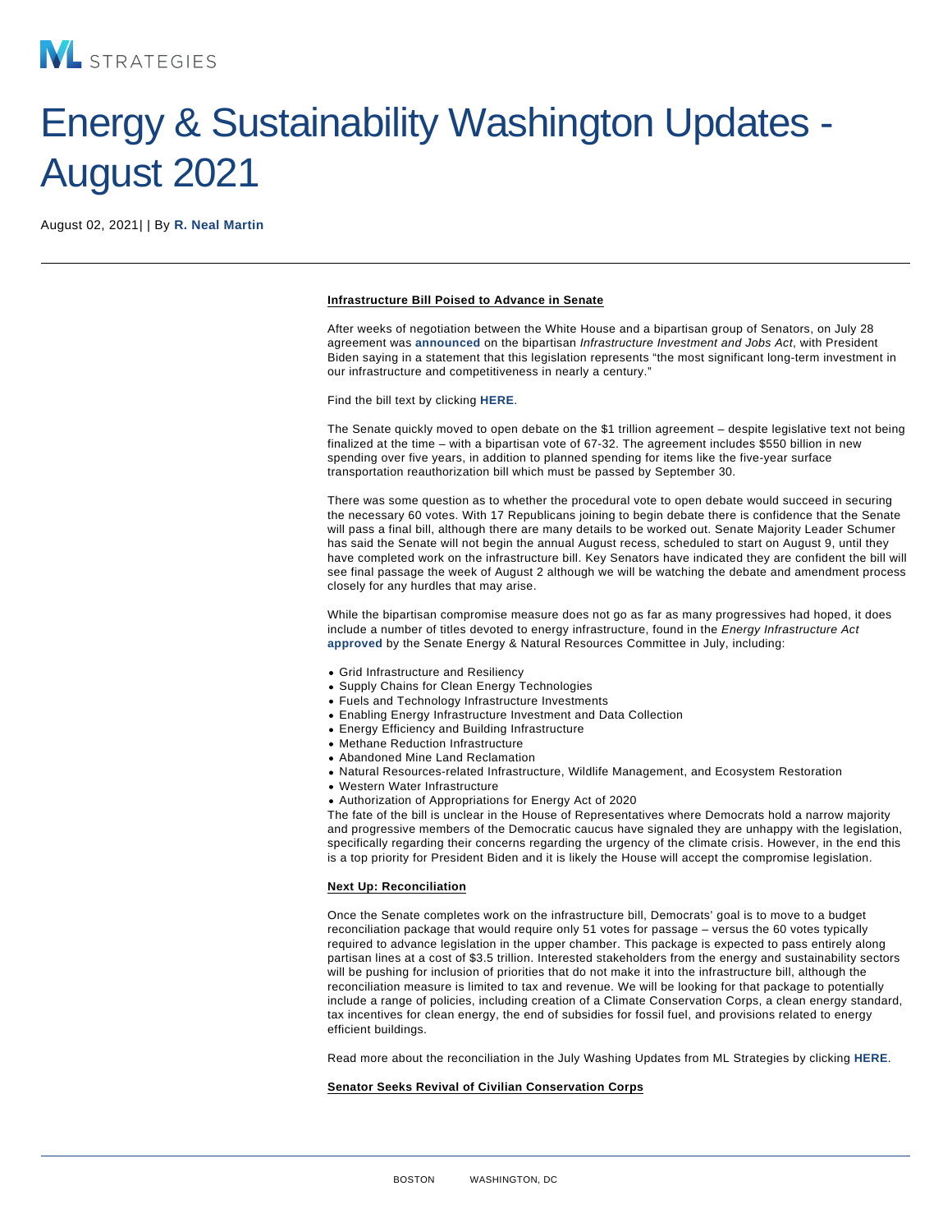# Energy & Sustainability Washington Updates - August 2021

August 02, 2021| | By **R. Neal Martin**

**Infrastructure Bill Poised to Advance in Senate**

After weeks of negotiation between the White House and a bipartisan group of Senators, on July 28 agreement was **announced** on the bipartisan *Infrastructure Investment and Jobs Act*, with President Biden saying in a statement that this legislation represents "the most significant long-term investment in our infrastructure and competitiveness in nearly a century."

Find the bill text by clicking **HERE**.

The Senate quickly moved to open debate on the $1 trillion agreement – despite legislative text not being finalized at the time – with a bipartisan vote of 67-32. The agreement includes $550 billion in new spending over five years, in addition to planned spending for items like the five-year surface transportation reauthorization bill which must be passed by September 30.

There was some question as to whether the procedural vote to open debate would succeed in securing the necessary 60 votes. With 17 Republicans joining to begin debate there is confidence that the Senate will pass a final bill, although there are many details to be worked out. Senate Majority Leader Schumer has said the Senate will not begin the annual August recess, scheduled to start on August 9, until they have completed work on the infrastructure bill. Key Senators have indicated they are confident the bill will see final passage the week of August 2 although we will be watching the debate and amendment process closely for any hurdles that may arise.

While the bipartisan compromise measure does not go as far as many progressives had hoped, it does include a number of titles devoted to energy infrastructure, found in the *Energy Infrastructure Act* **approved** by the Senate Energy & Natural Resources Committee in July, including:

- Grid Infrastructure and Resiliency
- Supply Chains for Clean Energy Technologies
- Fuels and Technology Infrastructure Investments
- Enabling Energy Infrastructure Investment and Data Collection
- Energy Efficiency and Building Infrastructure
- Methane Reduction Infrastructure
- Abandoned Mine Land Reclamation
- Natural Resources-related Infrastructure, Wildlife Management, and Ecosystem Restoration
- Western Water Infrastructure
- Authorization of Appropriations for Energy Act of 2020

The fate of the bill is unclear in the House of Representatives where Democrats hold a narrow majority and progressive members of the Democratic caucus have signaled they are unhappy with the legislation, specifically regarding their concerns regarding the urgency of the climate crisis. However, in the end this is a top priority for President Biden and it is likely the House will accept the compromise legislation.

**Next Up: Reconciliation**

Once the Senate completes work on the infrastructure bill, Democrats' goal is to move to a budget reconciliation package that would require only 51 votes for passage – versus the 60 votes typically required to advance legislation in the upper chamber. This package is expected to pass entirely along partisan lines at a cost of $3.5 trillion. Interested stakeholders from the energy and sustainability sectors will be pushing for inclusion of priorities that do not make it into the infrastructure bill, although the reconciliation measure is limited to tax and revenue. We will be looking for that package to potentially include a range of policies, including creation of a Climate Conservation Corps, a clean energy standard, tax incentives for clean energy, the end of subsidies for fossil fuel, and provisions related to energy efficient buildings.

Read more about the reconciliation in the July Washing Updates from ML Strategies by clicking **HERE**.

**Senator Seeks Revival of Civilian Conservation Corps**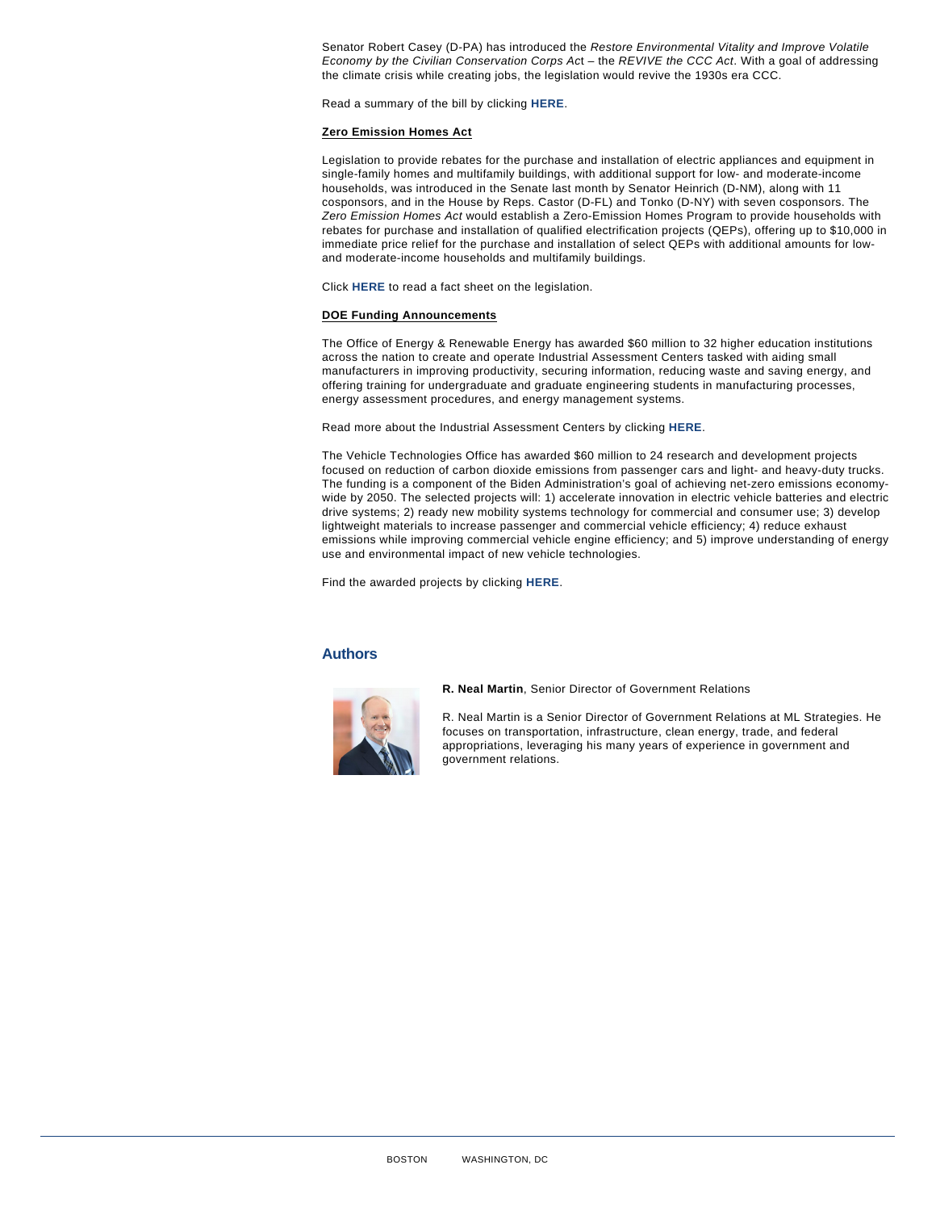Senator Robert Casey (D-PA) has introduced the *Restore Environmental Vitality and Improve Volatile Economy by the Civilian Conservation Corps Ac*t – the *REVIVE the CCC Act*. With a goal of addressing the climate crisis while creating jobs, the legislation would revive the 1930s era CCC.

Read a summary of the bill by clicking **HERE**.

**Zero Emission Homes Act**

Legislation to provide rebates for the purchase and installation of electric appliances and equipment in single-family homes and multifamily buildings, with additional support for low- and moderate-income households, was introduced in the Senate last month by Senator Heinrich (D-NM), along with 11 cosponsors, and in the House by Reps. Castor (D-FL) and Tonko (D-NY) with seven cosponsors. The *Zero Emission Homes Act* would establish a Zero-Emission Homes Program to provide households with rebates for purchase and installation of qualified electrification projects (QEPs), offering up to $10,000 in immediate price relief for the purchase and installation of select QEPs with additional amounts for low- and moderate-income households and multifamily buildings.

Click **HERE** to read a fact sheet on the legislation.

**DOE Funding Announcements**

The Office of Energy & Renewable Energy has awarded $60 million to 32 higher education institutions across the nation to create and operate Industrial Assessment Centers tasked with aiding small manufacturers in improving productivity, securing information, reducing waste and saving energy, and offering training for undergraduate and graduate engineering students in manufacturing processes, energy assessment procedures, and energy management systems.

Read more about the Industrial Assessment Centers by clicking **HERE**.

The Vehicle Technologies Office has awarded $60 million to 24 research and development projects focused on reduction of carbon dioxide emissions from passenger cars and light- and heavy-duty trucks. The funding is a component of the Biden Administration's goal of achieving net-zero emissions economy-wide by 2050. The selected projects will: 1) accelerate innovation in electric vehicle batteries and electric drive systems; 2) ready new mobility systems technology for commercial and consumer use; 3) develop lightweight materials to increase passenger and commercial vehicle efficiency; 4) reduce exhaust emissions while improving commercial vehicle engine efficiency; and 5) improve understanding of energy use and environmental impact of new vehicle technologies.

Find the awarded projects by clicking **HERE**.

## Authors

**R. Neal Martin**, Senior Director of Government Relations

R. Neal Martin is a Senior Director of Government Relations at ML Strategies. He focuses on transportation, infrastructure, clean energy, trade, and federal appropriations, leveraging his many years of experience in government and government relations.